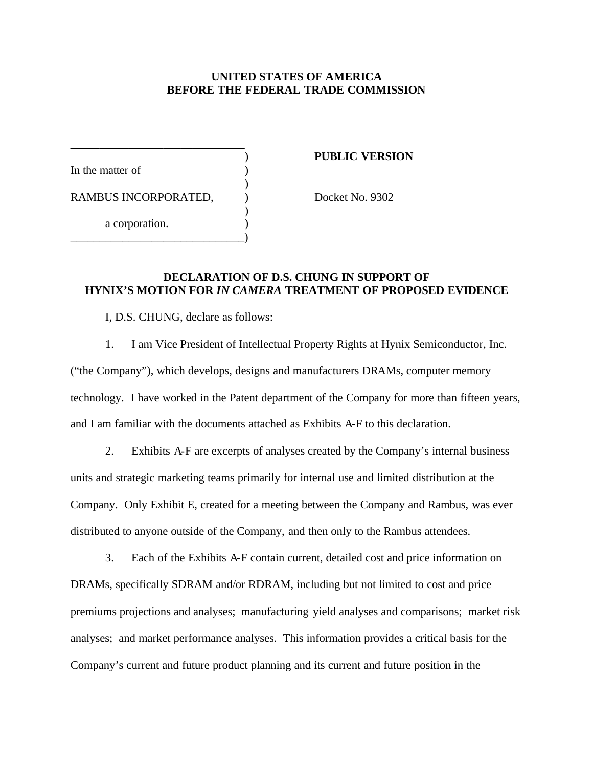**UNITED STATES OF AMERICA**
**BEFORE THE FEDERAL TRADE COMMISSION**

| | | |
|---|---|---|
| In the matter of | ) | **PUBLIC VERSION** |
| | ) | |
| RAMBUS INCORPORATED, | ) | Docket No. 9302 |
| | ) | |
| a corporation. | ) | |

**DECLARATION OF D.S. CHUNG IN SUPPORT OF HYNIX'S MOTION FOR *IN CAMERA* TREATMENT OF PROPOSED EVIDENCE**

I, D.S. CHUNG, declare as follows:

1. I am Vice President of Intellectual Property Rights at Hynix Semiconductor, Inc. ("the Company"), which develops, designs and manufacturers DRAMs, computer memory technology. I have worked in the Patent department of the Company for more than fifteen years, and I am familiar with the documents attached as Exhibits A-F to this declaration.

2. Exhibits A-F are excerpts of analyses created by the Company's internal business units and strategic marketing teams primarily for internal use and limited distribution at the Company. Only Exhibit E, created for a meeting between the Company and Rambus, was ever distributed to anyone outside of the Company, and then only to the Rambus attendees.

3. Each of the Exhibits A-F contain current, detailed cost and price information on DRAMs, specifically SDRAM and/or RDRAM, including but not limited to cost and price premiums projections and analyses; manufacturing yield analyses and comparisons; market risk analyses; and market performance analyses. This information provides a critical basis for the Company's current and future product planning and its current and future position in the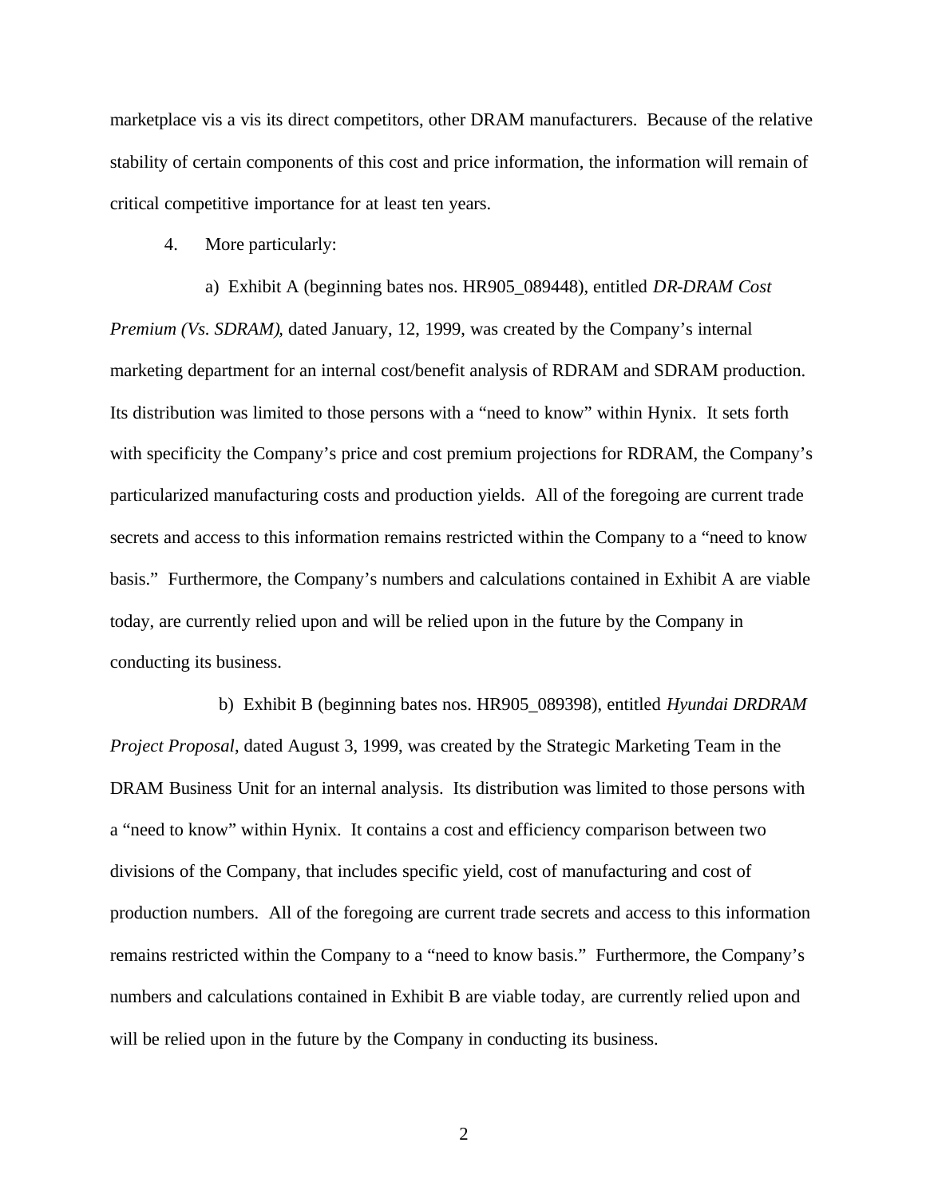marketplace vis a vis its direct competitors, other DRAM manufacturers. Because of the relative stability of certain components of this cost and price information, the information will remain of critical competitive importance for at least ten years.

4. More particularly:

a) Exhibit A (beginning bates nos. HR905_089448), entitled *DR-DRAM Cost Premium (Vs. SDRAM)*, dated January, 12, 1999, was created by the Company's internal marketing department for an internal cost/benefit analysis of RDRAM and SDRAM production. Its distribution was limited to those persons with a "need to know" within Hynix. It sets forth with specificity the Company's price and cost premium projections for RDRAM, the Company's particularized manufacturing costs and production yields. All of the foregoing are current trade secrets and access to this information remains restricted within the Company to a "need to know basis." Furthermore, the Company's numbers and calculations contained in Exhibit A are viable today, are currently relied upon and will be relied upon in the future by the Company in conducting its business.

b) Exhibit B (beginning bates nos. HR905_089398), entitled *Hyundai DRDRAM Project Proposal*, dated August 3, 1999, was created by the Strategic Marketing Team in the DRAM Business Unit for an internal analysis. Its distribution was limited to those persons with a "need to know" within Hynix. It contains a cost and efficiency comparison between two divisions of the Company, that includes specific yield, cost of manufacturing and cost of production numbers. All of the foregoing are current trade secrets and access to this information remains restricted within the Company to a "need to know basis." Furthermore, the Company's numbers and calculations contained in Exhibit B are viable today, are currently relied upon and will be relied upon in the future by the Company in conducting its business.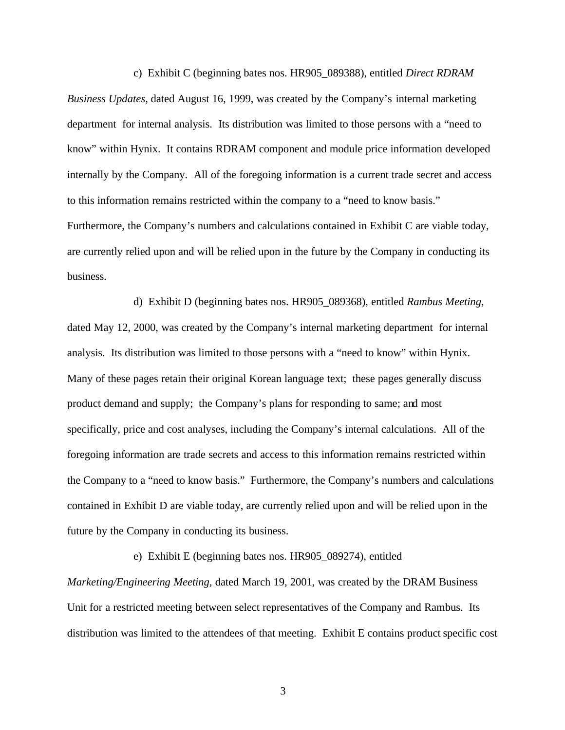c) Exhibit C (beginning bates nos. HR905_089388), entitled *Direct RDRAM Business Updates,* dated August 16, 1999, was created by the Company's internal marketing department for internal analysis. Its distribution was limited to those persons with a "need to know" within Hynix. It contains RDRAM component and module price information developed internally by the Company. All of the foregoing information is a current trade secret and access to this information remains restricted within the company to a "need to know basis." Furthermore, the Company's numbers and calculations contained in Exhibit C are viable today, are currently relied upon and will be relied upon in the future by the Company in conducting its business.

d) Exhibit D (beginning bates nos. HR905_089368), entitled *Rambus Meeting,* dated May 12, 2000, was created by the Company's internal marketing department for internal analysis. Its distribution was limited to those persons with a "need to know" within Hynix. Many of these pages retain their original Korean language text; these pages generally discuss product demand and supply; the Company's plans for responding to same; and most specifically, price and cost analyses, including the Company's internal calculations. All of the foregoing information are trade secrets and access to this information remains restricted within the Company to a "need to know basis." Furthermore, the Company's numbers and calculations contained in Exhibit D are viable today, are currently relied upon and will be relied upon in the future by the Company in conducting its business.

e) Exhibit E (beginning bates nos. HR905_089274), entitled *Marketing/Engineering Meeting,* dated March 19, 2001, was created by the DRAM Business Unit for a restricted meeting between select representatives of the Company and Rambus. Its distribution was limited to the attendees of that meeting. Exhibit E contains product specific cost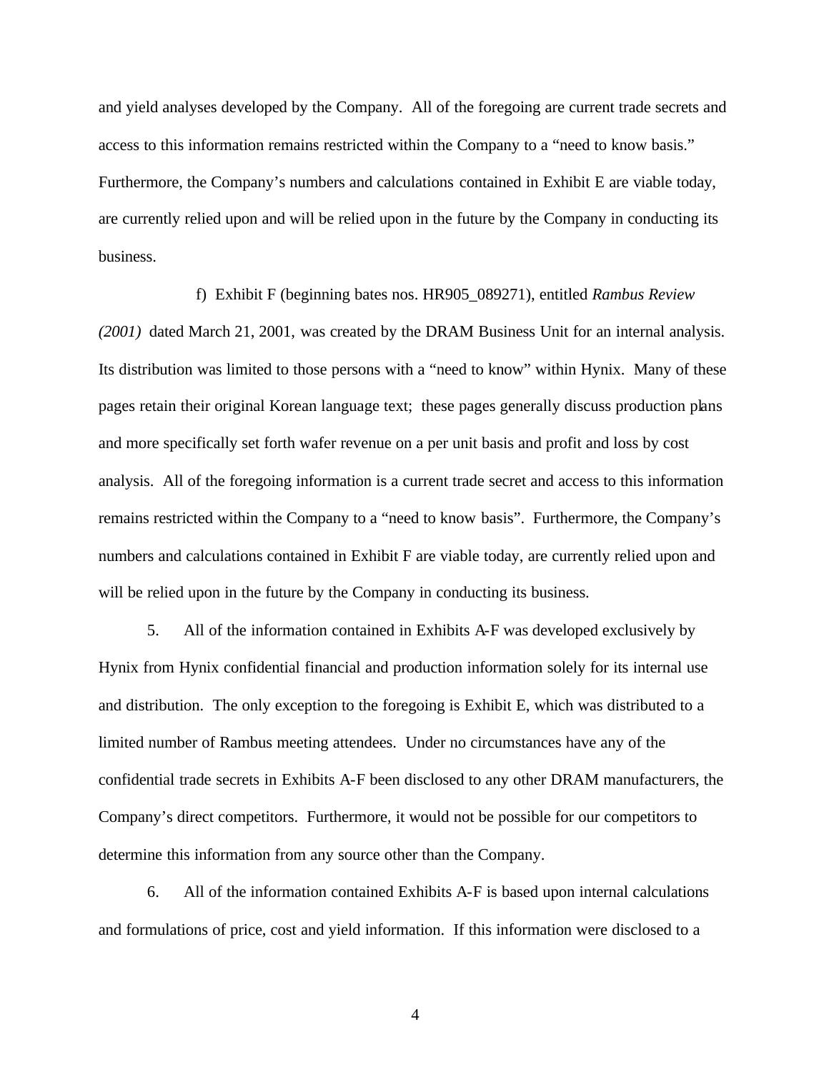and yield analyses developed by the Company. All of the foregoing are current trade secrets and access to this information remains restricted within the Company to a "need to know basis." Furthermore, the Company's numbers and calculations contained in Exhibit E are viable today, are currently relied upon and will be relied upon in the future by the Company in conducting its business.

f) Exhibit F (beginning bates nos. HR905_089271), entitled *Rambus Review (2001)* dated March 21, 2001, was created by the DRAM Business Unit for an internal analysis. Its distribution was limited to those persons with a "need to know" within Hynix. Many of these pages retain their original Korean language text; these pages generally discuss production plans and more specifically set forth wafer revenue on a per unit basis and profit and loss by cost analysis. All of the foregoing information is a current trade secret and access to this information remains restricted within the Company to a "need to know basis". Furthermore, the Company's numbers and calculations contained in Exhibit F are viable today, are currently relied upon and will be relied upon in the future by the Company in conducting its business.

5. All of the information contained in Exhibits A-F was developed exclusively by Hynix from Hynix confidential financial and production information solely for its internal use and distribution. The only exception to the foregoing is Exhibit E, which was distributed to a limited number of Rambus meeting attendees. Under no circumstances have any of the confidential trade secrets in Exhibits A-F been disclosed to any other DRAM manufacturers, the Company's direct competitors. Furthermore, it would not be possible for our competitors to determine this information from any source other than the Company.

6. All of the information contained Exhibits A-F is based upon internal calculations and formulations of price, cost and yield information. If this information were disclosed to a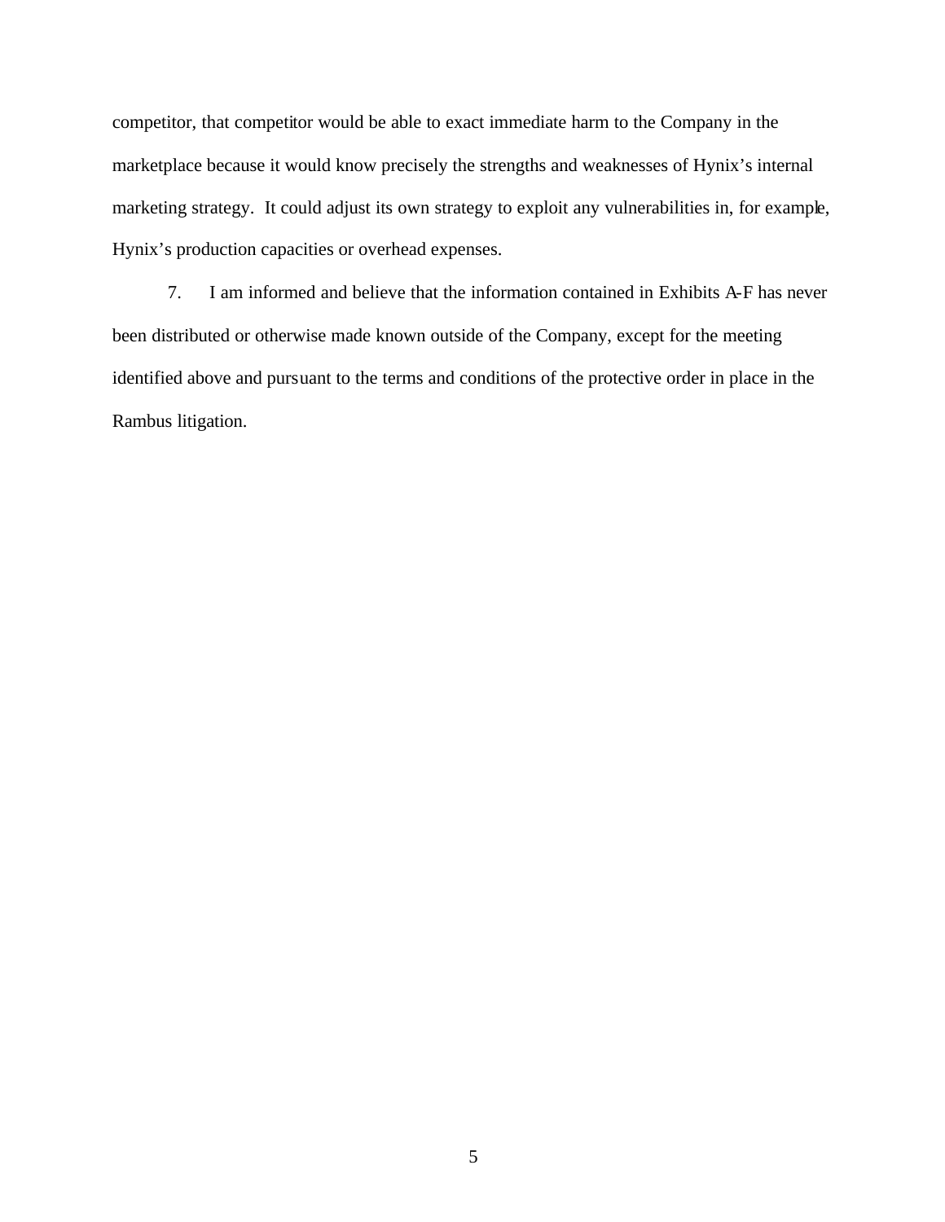competitor, that competitor would be able to exact immediate harm to the Company in the marketplace because it would know precisely the strengths and weaknesses of Hynix's internal marketing strategy. It could adjust its own strategy to exploit any vulnerabilities in, for example, Hynix's production capacities or overhead expenses.

7. I am informed and believe that the information contained in Exhibits A-F has never been distributed or otherwise made known outside of the Company, except for the meeting identified above and pursuant to the terms and conditions of the protective order in place in the Rambus litigation.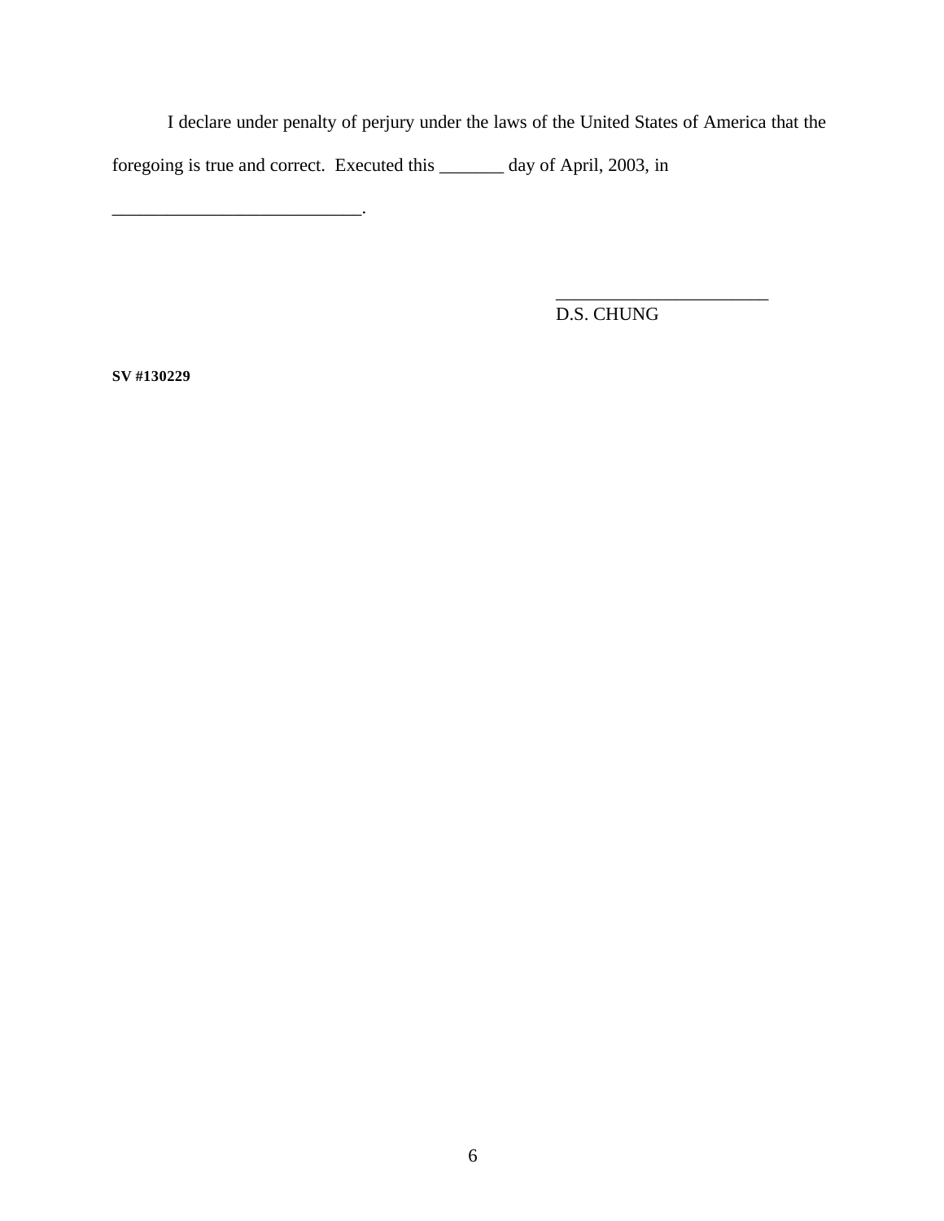I declare under penalty of perjury under the laws of the United States of America that the foregoing is true and correct. Executed this _______ day of April, 2003, in ___________________________.

_______________________
D.S. CHUNG

**SV #130229**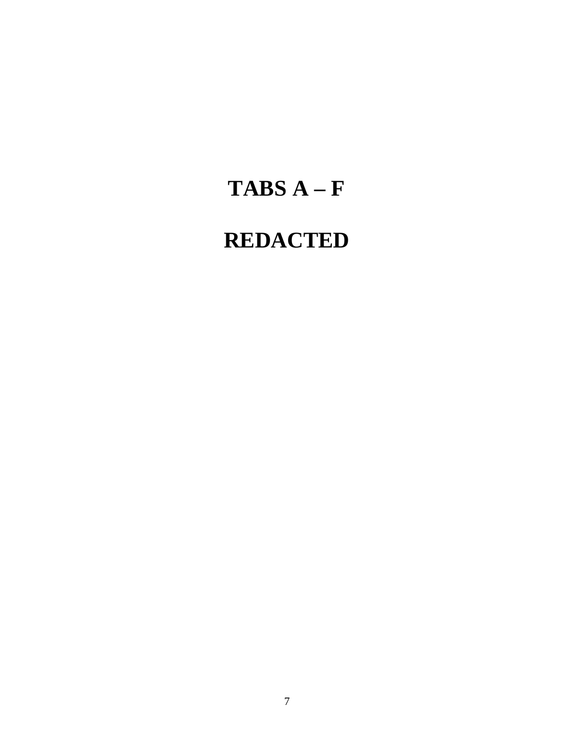# TABS A – F

# REDACTED